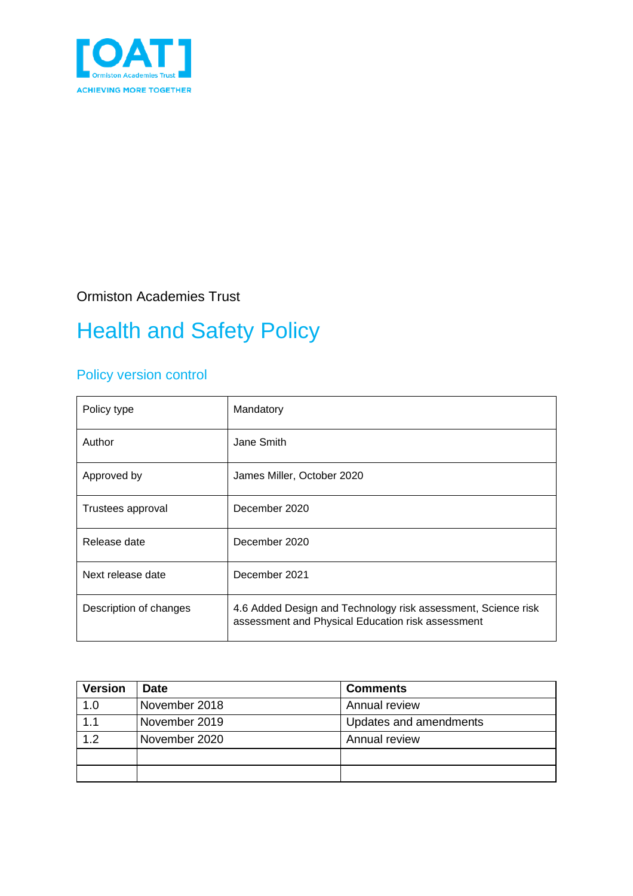[OAT]
Ormiston Academies Trust
ACHIEVING MORE TOGETHER

Ormiston Academies Trust

# Health and Safety Policy

## Policy version control

| Policy type | Mandatory |
|---|---|
| Author | Jane Smith |
| Approved by | James Miller, October 2020 |
| Trustees approval | December 2020 |
| Release date | December 2020 |
| Next release date | December 2021 |
| Description of changes | 4.6 Added Design and Technology risk assessment, Science risk assessment and Physical Education risk assessment |

| Version | Date | Comments |
|---|---|---|
| 1.0 | November 2018 | Annual review |
| 1.1 | November 2019 | Updates and amendments |
| 1.2 | November 2020 | Annual review |
| | | |
| | | |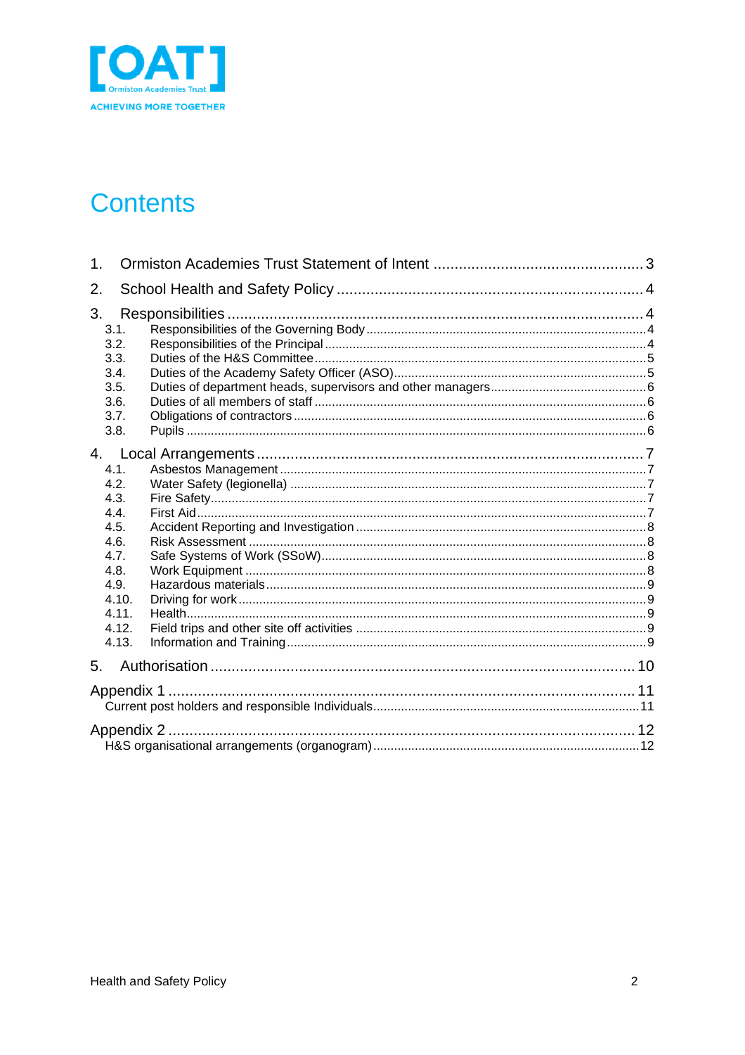# Contents

1. Ormiston Academies Trust Statement of Intent ..... 3
2. School Health and Safety Policy ..... 4
3. Responsibilities ..... 4
   - 3.1. Responsibilities of the Governing Body ..... 4
   - 3.2. Responsibilities of the Principal ..... 4
   - 3.3. Duties of the H&S Committee ..... 5
   - 3.4. Duties of the Academy Safety Officer (ASO) ..... 5
   - 3.5. Duties of department heads, supervisors and other managers ..... 6
   - 3.6. Duties of all members of staff ..... 6
   - 3.7. Obligations of contractors ..... 6
   - 3.8. Pupils ..... 6
4. Local Arrangements ..... 7
   - 4.1. Asbestos Management ..... 7
   - 4.2. Water Safety (legionella) ..... 7
   - 4.3. Fire Safety ..... 7
   - 4.4. First Aid ..... 7
   - 4.5. Accident Reporting and Investigation ..... 8
   - 4.6. Risk Assessment ..... 8
   - 4.7. Safe Systems of Work (SSoW) ..... 8
   - 4.8. Work Equipment ..... 8
   - 4.9. Hazardous materials ..... 9
   - 4.10. Driving for work ..... 9
   - 4.11. Health ..... 9
   - 4.12. Field trips and other site off activities ..... 9
   - 4.13. Information and Training ..... 9
5. Authorisation ..... 10

Appendix 1 ..... 11
- Current post holders and responsible Individuals ..... 11

Appendix 2 ..... 12
- H&S organisational arrangements (organogram) ..... 12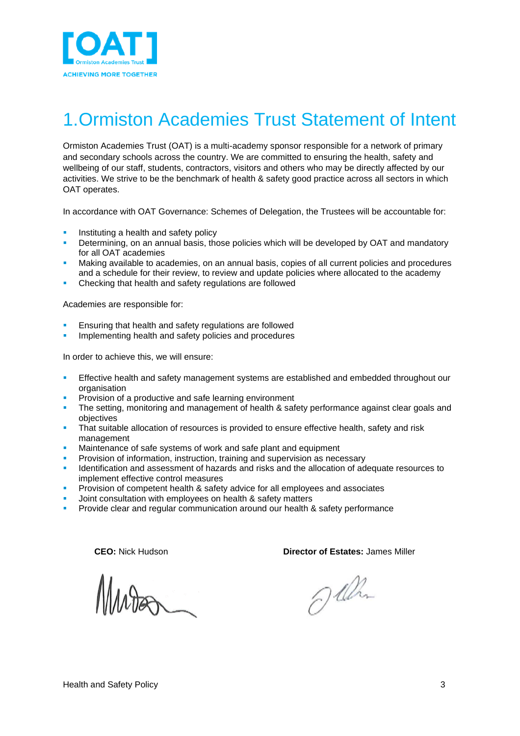# 1. Ormiston Academies Trust Statement of Intent

Ormiston Academies Trust (OAT) is a multi-academy sponsor responsible for a network of primary and secondary schools across the country. We are committed to ensuring the health, safety and wellbeing of our staff, students, contractors, visitors and others who may be directly affected by our activities. We strive to be the benchmark of health & safety good practice across all sectors in which OAT operates.

In accordance with OAT Governance: Schemes of Delegation, the Trustees will be accountable for:

- Instituting a health and safety policy
- Determining, on an annual basis, those policies which will be developed by OAT and mandatory for all OAT academies
- Making available to academies, on an annual basis, copies of all current policies and procedures and a schedule for their review, to review and update policies where allocated to the academy
- Checking that health and safety regulations are followed

Academies are responsible for:

- Ensuring that health and safety regulations are followed
- Implementing health and safety policies and procedures

In order to achieve this, we will ensure:

- Effective health and safety management systems are established and embedded throughout our organisation
- Provision of a productive and safe learning environment
- The setting, monitoring and management of health & safety performance against clear goals and objectives
- That suitable allocation of resources is provided to ensure effective health, safety and risk management
- Maintenance of safe systems of work and safe plant and equipment
- Provision of information, instruction, training and supervision as necessary
- Identification and assessment of hazards and risks and the allocation of adequate resources to implement effective control measures
- Provision of competent health & safety advice for all employees and associates
- Joint consultation with employees on health & safety matters
- Provide clear and regular communication around our health & safety performance

**CEO:** Nick Hudson

**Director of Estates:** James Miller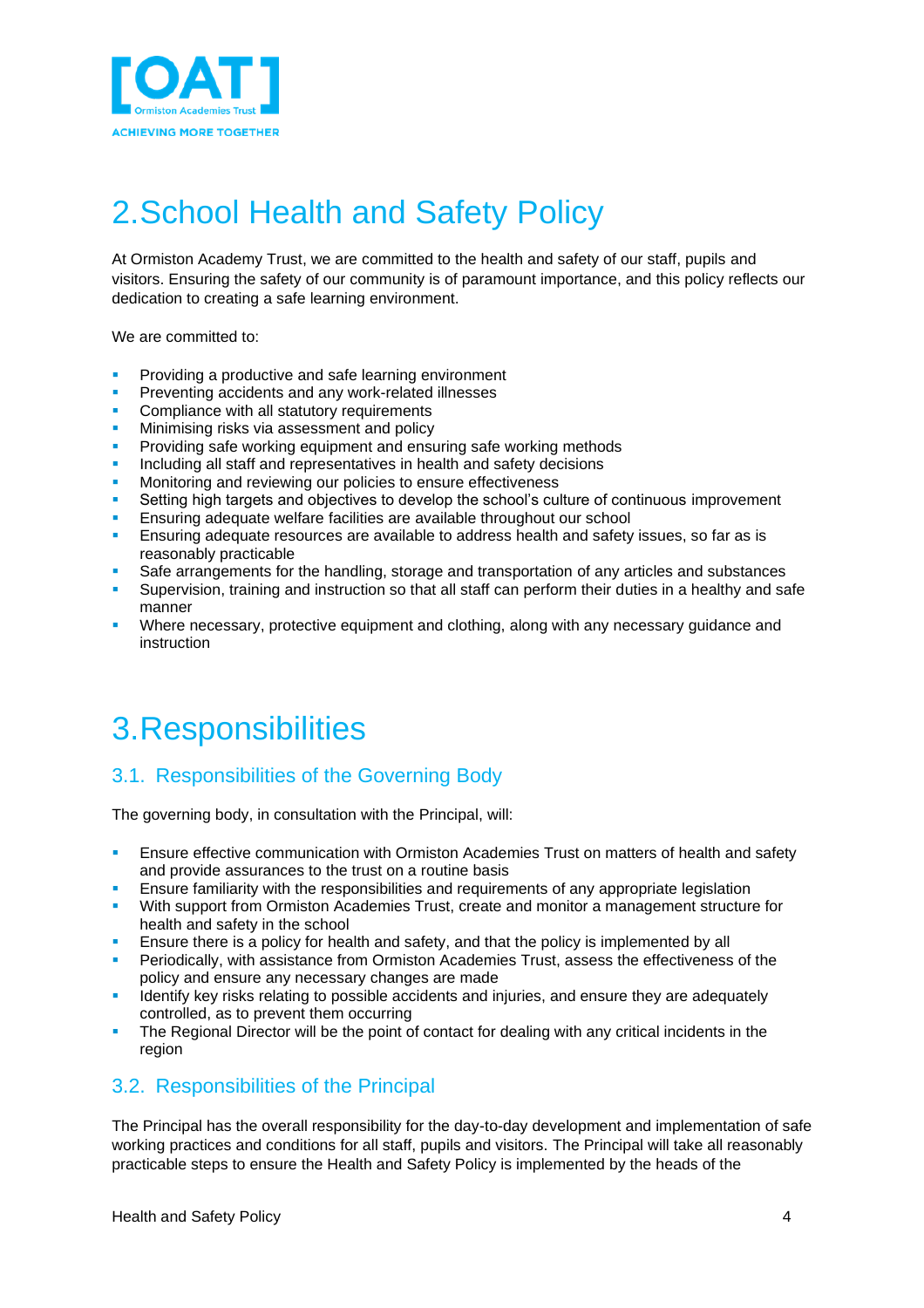# 2. School Health and Safety Policy

At Ormiston Academy Trust, we are committed to the health and safety of our staff, pupils and visitors. Ensuring the safety of our community is of paramount importance, and this policy reflects our dedication to creating a safe learning environment.

We are committed to:

- Providing a productive and safe learning environment
- Preventing accidents and any work-related illnesses
- Compliance with all statutory requirements
- Minimising risks via assessment and policy
- Providing safe working equipment and ensuring safe working methods
- Including all staff and representatives in health and safety decisions
- Monitoring and reviewing our policies to ensure effectiveness
- Setting high targets and objectives to develop the school's culture of continuous improvement
- Ensuring adequate welfare facilities are available throughout our school
- Ensuring adequate resources are available to address health and safety issues, so far as is reasonably practicable
- Safe arrangements for the handling, storage and transportation of any articles and substances
- Supervision, training and instruction so that all staff can perform their duties in a healthy and safe manner
- Where necessary, protective equipment and clothing, along with any necessary guidance and instruction

# 3. Responsibilities

## 3.1. Responsibilities of the Governing Body

The governing body, in consultation with the Principal, will:

- Ensure effective communication with Ormiston Academies Trust on matters of health and safety and provide assurances to the trust on a routine basis
- Ensure familiarity with the responsibilities and requirements of any appropriate legislation
- With support from Ormiston Academies Trust, create and monitor a management structure for health and safety in the school
- Ensure there is a policy for health and safety, and that the policy is implemented by all
- Periodically, with assistance from Ormiston Academies Trust, assess the effectiveness of the policy and ensure any necessary changes are made
- Identify key risks relating to possible accidents and injuries, and ensure they are adequately controlled, as to prevent them occurring
- The Regional Director will be the point of contact for dealing with any critical incidents in the region

## 3.2. Responsibilities of the Principal

The Principal has the overall responsibility for the day-to-day development and implementation of safe working practices and conditions for all staff, pupils and visitors. The Principal will take all reasonably practicable steps to ensure the Health and Safety Policy is implemented by the heads of the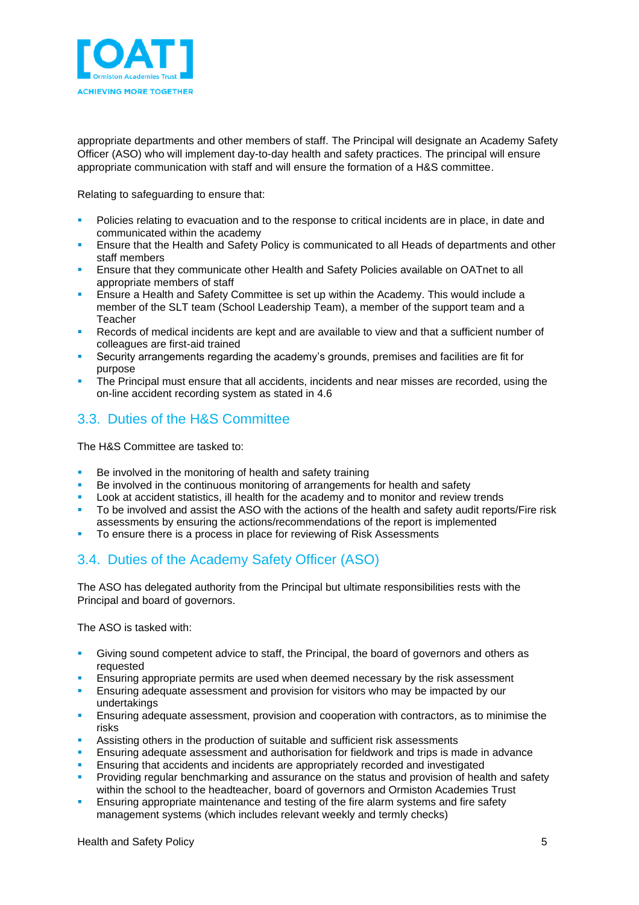appropriate departments and other members of staff. The Principal will designate an Academy Safety Officer (ASO) who will implement day-to-day health and safety practices. The principal will ensure appropriate communication with staff and will ensure the formation of a H&S committee.

Relating to safeguarding to ensure that:

- Policies relating to evacuation and to the response to critical incidents are in place, in date and communicated within the academy
- Ensure that the Health and Safety Policy is communicated to all Heads of departments and other staff members
- Ensure that they communicate other Health and Safety Policies available on OATnet to all appropriate members of staff
- Ensure a Health and Safety Committee is set up within the Academy. This would include a member of the SLT team (School Leadership Team), a member of the support team and a Teacher
- Records of medical incidents are kept and are available to view and that a sufficient number of colleagues are first-aid trained
- Security arrangements regarding the academy's grounds, premises and facilities are fit for purpose
- The Principal must ensure that all accidents, incidents and near misses are recorded, using the on-line accident recording system as stated in 4.6

## 3.3. Duties of the H&S Committee

The H&S Committee are tasked to:

- Be involved in the monitoring of health and safety training
- Be involved in the continuous monitoring of arrangements for health and safety
- Look at accident statistics, ill health for the academy and to monitor and review trends
- To be involved and assist the ASO with the actions of the health and safety audit reports/Fire risk assessments by ensuring the actions/recommendations of the report is implemented
- To ensure there is a process in place for reviewing of Risk Assessments

## 3.4. Duties of the Academy Safety Officer (ASO)

The ASO has delegated authority from the Principal but ultimate responsibilities rests with the Principal and board of governors.

The ASO is tasked with:

- Giving sound competent advice to staff, the Principal, the board of governors and others as requested
- Ensuring appropriate permits are used when deemed necessary by the risk assessment
- Ensuring adequate assessment and provision for visitors who may be impacted by our undertakings
- Ensuring adequate assessment, provision and cooperation with contractors, as to minimise the risks
- Assisting others in the production of suitable and sufficient risk assessments
- Ensuring adequate assessment and authorisation for fieldwork and trips is made in advance
- Ensuring that accidents and incidents are appropriately recorded and investigated
- Providing regular benchmarking and assurance on the status and provision of health and safety within the school to the headteacher, board of governors and Ormiston Academies Trust
- Ensuring appropriate maintenance and testing of the fire alarm systems and fire safety management systems (which includes relevant weekly and termly checks)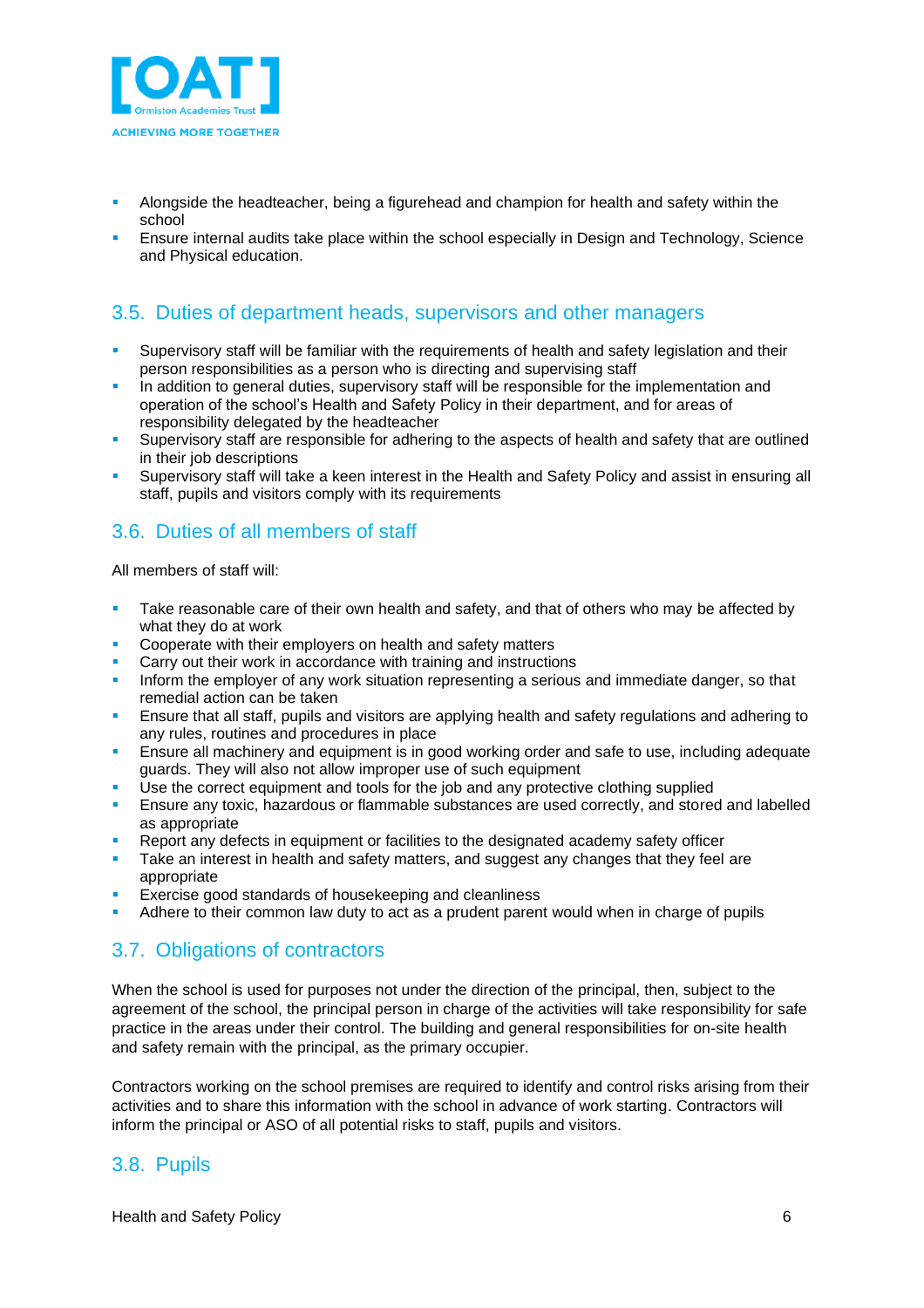- Alongside the headteacher, being a figurehead and champion for health and safety within the school
- Ensure internal audits take place within the school especially in Design and Technology, Science and Physical education.

## 3.5. Duties of department heads, supervisors and other managers

- Supervisory staff will be familiar with the requirements of health and safety legislation and their person responsibilities as a person who is directing and supervising staff
- In addition to general duties, supervisory staff will be responsible for the implementation and operation of the school's Health and Safety Policy in their department, and for areas of responsibility delegated by the headteacher
- Supervisory staff are responsible for adhering to the aspects of health and safety that are outlined in their job descriptions
- Supervisory staff will take a keen interest in the Health and Safety Policy and assist in ensuring all staff, pupils and visitors comply with its requirements

## 3.6. Duties of all members of staff

All members of staff will:

- Take reasonable care of their own health and safety, and that of others who may be affected by what they do at work
- Cooperate with their employers on health and safety matters
- Carry out their work in accordance with training and instructions
- Inform the employer of any work situation representing a serious and immediate danger, so that remedial action can be taken
- Ensure that all staff, pupils and visitors are applying health and safety regulations and adhering to any rules, routines and procedures in place
- Ensure all machinery and equipment is in good working order and safe to use, including adequate guards. They will also not allow improper use of such equipment
- Use the correct equipment and tools for the job and any protective clothing supplied
- Ensure any toxic, hazardous or flammable substances are used correctly, and stored and labelled as appropriate
- Report any defects in equipment or facilities to the designated academy safety officer
- Take an interest in health and safety matters, and suggest any changes that they feel are appropriate
- Exercise good standards of housekeeping and cleanliness
- Adhere to their common law duty to act as a prudent parent would when in charge of pupils

## 3.7. Obligations of contractors

When the school is used for purposes not under the direction of the principal, then, subject to the agreement of the school, the principal person in charge of the activities will take responsibility for safe practice in the areas under their control. The building and general responsibilities for on-site health and safety remain with the principal, as the primary occupier.

Contractors working on the school premises are required to identify and control risks arising from their activities and to share this information with the school in advance of work starting. Contractors will inform the principal or ASO of all potential risks to staff, pupils and visitors.

## 3.8. Pupils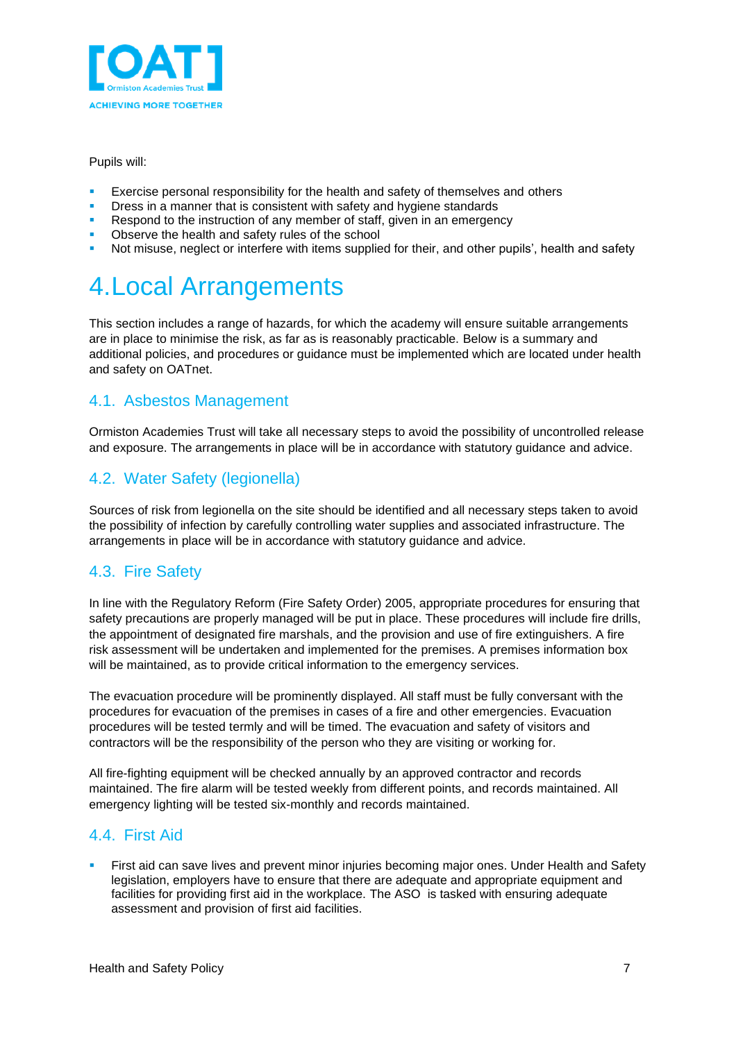Pupils will:

- Exercise personal responsibility for the health and safety of themselves and others
- Dress in a manner that is consistent with safety and hygiene standards
- Respond to the instruction of any member of staff, given in an emergency
- Observe the health and safety rules of the school
- Not misuse, neglect or interfere with items supplied for their, and other pupils', health and safety

# 4. Local Arrangements

This section includes a range of hazards, for which the academy will ensure suitable arrangements are in place to minimise the risk, as far as is reasonably practicable. Below is a summary and additional policies, and procedures or guidance must be implemented which are located under health and safety on OATnet.

## 4.1. Asbestos Management

Ormiston Academies Trust will take all necessary steps to avoid the possibility of uncontrolled release and exposure. The arrangements in place will be in accordance with statutory guidance and advice.

## 4.2. Water Safety (legionella)

Sources of risk from legionella on the site should be identified and all necessary steps taken to avoid the possibility of infection by carefully controlling water supplies and associated infrastructure. The arrangements in place will be in accordance with statutory guidance and advice.

## 4.3. Fire Safety

In line with the Regulatory Reform (Fire Safety Order) 2005, appropriate procedures for ensuring that safety precautions are properly managed will be put in place. These procedures will include fire drills, the appointment of designated fire marshals, and the provision and use of fire extinguishers. A fire risk assessment will be undertaken and implemented for the premises. A premises information box will be maintained, as to provide critical information to the emergency services.

The evacuation procedure will be prominently displayed. All staff must be fully conversant with the procedures for evacuation of the premises in cases of a fire and other emergencies. Evacuation procedures will be tested termly and will be timed. The evacuation and safety of visitors and contractors will be the responsibility of the person who they are visiting or working for.

All fire-fighting equipment will be checked annually by an approved contractor and records maintained. The fire alarm will be tested weekly from different points, and records maintained. All emergency lighting will be tested six-monthly and records maintained.

## 4.4. First Aid

- First aid can save lives and prevent minor injuries becoming major ones. Under Health and Safety legislation, employers have to ensure that there are adequate and appropriate equipment and facilities for providing first aid in the workplace. The ASO is tasked with ensuring adequate assessment and provision of first aid facilities.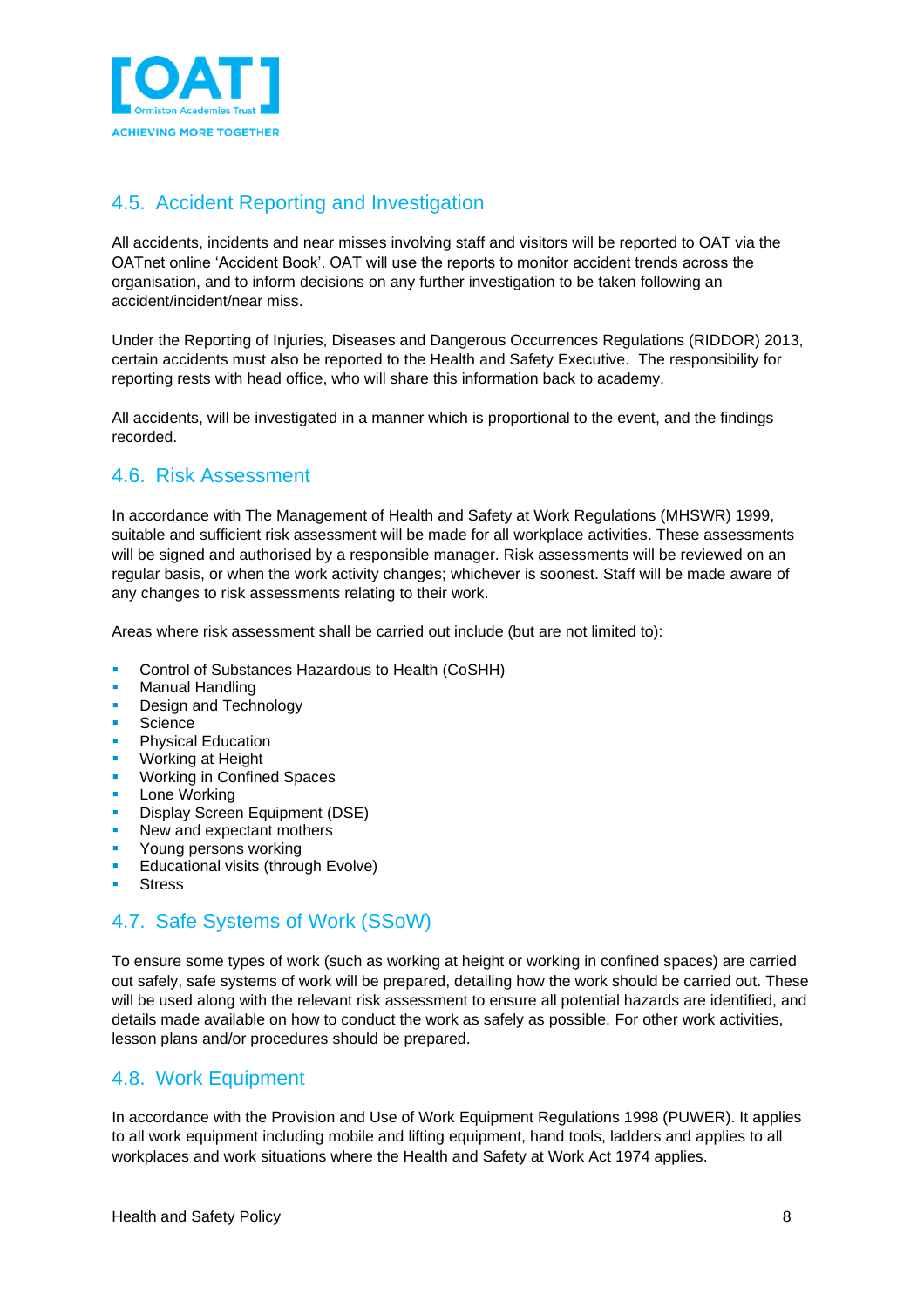## 4.5. Accident Reporting and Investigation

All accidents, incidents and near misses involving staff and visitors will be reported to OAT via the OATnet online 'Accident Book'. OAT will use the reports to monitor accident trends across the organisation, and to inform decisions on any further investigation to be taken following an accident/incident/near miss.

Under the Reporting of Injuries, Diseases and Dangerous Occurrences Regulations (RIDDOR) 2013, certain accidents must also be reported to the Health and Safety Executive. The responsibility for reporting rests with head office, who will share this information back to academy.

All accidents, will be investigated in a manner which is proportional to the event, and the findings recorded.

## 4.6. Risk Assessment

In accordance with The Management of Health and Safety at Work Regulations (MHSWR) 1999, suitable and sufficient risk assessment will be made for all workplace activities. These assessments will be signed and authorised by a responsible manager. Risk assessments will be reviewed on an regular basis, or when the work activity changes; whichever is soonest. Staff will be made aware of any changes to risk assessments relating to their work.

Areas where risk assessment shall be carried out include (but are not limited to):

- Control of Substances Hazardous to Health (CoSHH)
- Manual Handling
- Design and Technology
- Science
- Physical Education
- Working at Height
- Working in Confined Spaces
- Lone Working
- Display Screen Equipment (DSE)
- New and expectant mothers
- Young persons working
- Educational visits (through Evolve)
- Stress

## 4.7. Safe Systems of Work (SSoW)

To ensure some types of work (such as working at height or working in confined spaces) are carried out safely, safe systems of work will be prepared, detailing how the work should be carried out. These will be used along with the relevant risk assessment to ensure all potential hazards are identified, and details made available on how to conduct the work as safely as possible. For other work activities, lesson plans and/or procedures should be prepared.

## 4.8. Work Equipment

In accordance with the Provision and Use of Work Equipment Regulations 1998 (PUWER). It applies to all work equipment including mobile and lifting equipment, hand tools, ladders and applies to all workplaces and work situations where the Health and Safety at Work Act 1974 applies.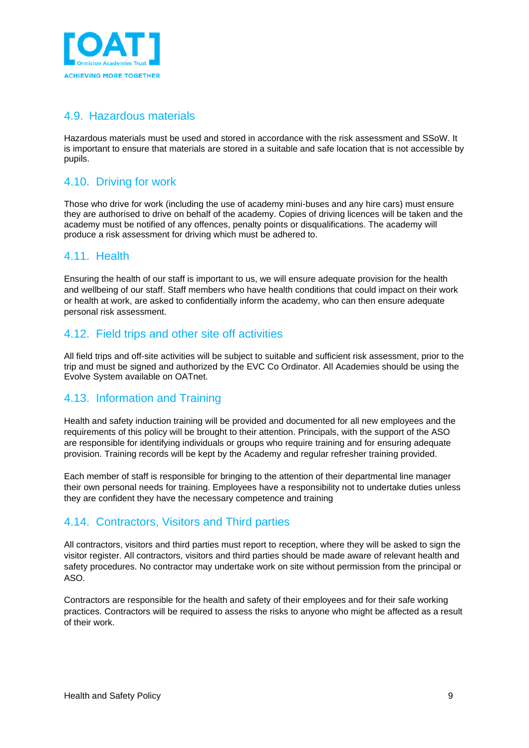## 4.9. Hazardous materials

Hazardous materials must be used and stored in accordance with the risk assessment and SSoW. It is important to ensure that materials are stored in a suitable and safe location that is not accessible by pupils.

## 4.10. Driving for work

Those who drive for work (including the use of academy mini-buses and any hire cars) must ensure they are authorised to drive on behalf of the academy. Copies of driving licences will be taken and the academy must be notified of any offences, penalty points or disqualifications. The academy will produce a risk assessment for driving which must be adhered to.

## 4.11. Health

Ensuring the health of our staff is important to us, we will ensure adequate provision for the health and wellbeing of our staff. Staff members who have health conditions that could impact on their work or health at work, are asked to confidentially inform the academy, who can then ensure adequate personal risk assessment.

## 4.12. Field trips and other site off activities

All field trips and off-site activities will be subject to suitable and sufficient risk assessment, prior to the trip and must be signed and authorized by the EVC Co Ordinator. All Academies should be using the Evolve System available on OATnet.

## 4.13. Information and Training

Health and safety induction training will be provided and documented for all new employees and the requirements of this policy will be brought to their attention. Principals, with the support of the ASO are responsible for identifying individuals or groups who require training and for ensuring adequate provision. Training records will be kept by the Academy and regular refresher training provided.

Each member of staff is responsible for bringing to the attention of their departmental line manager their own personal needs for training. Employees have a responsibility not to undertake duties unless they are confident they have the necessary competence and training

## 4.14. Contractors, Visitors and Third parties

All contractors, visitors and third parties must report to reception, where they will be asked to sign the visitor register. All contractors, visitors and third parties should be made aware of relevant health and safety procedures. No contractor may undertake work on site without permission from the principal or ASO.

Contractors are responsible for the health and safety of their employees and for their safe working practices. Contractors will be required to assess the risks to anyone who might be affected as a result of their work.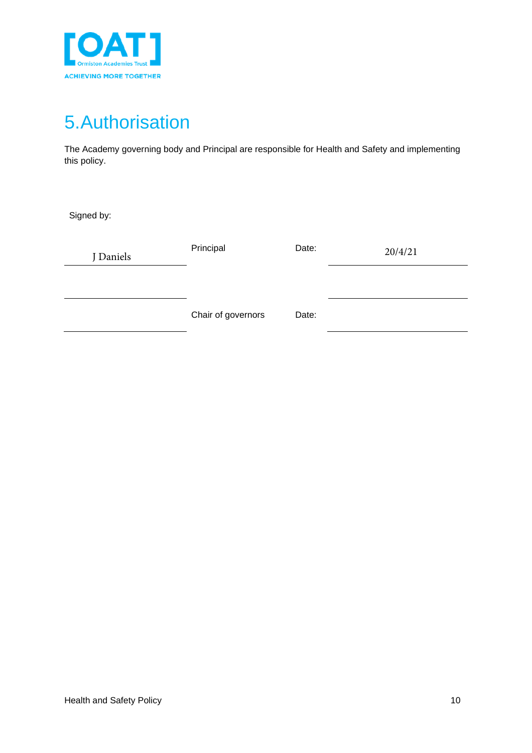# 5. Authorisation

The Academy governing body and Principal are responsible for Health and Safety and implementing this policy.

Signed by:

| | | | |
|---|---|---|---|
| J Daniels | Principal | Date: | 20/4/21 |
| | Chair of governors | Date: | |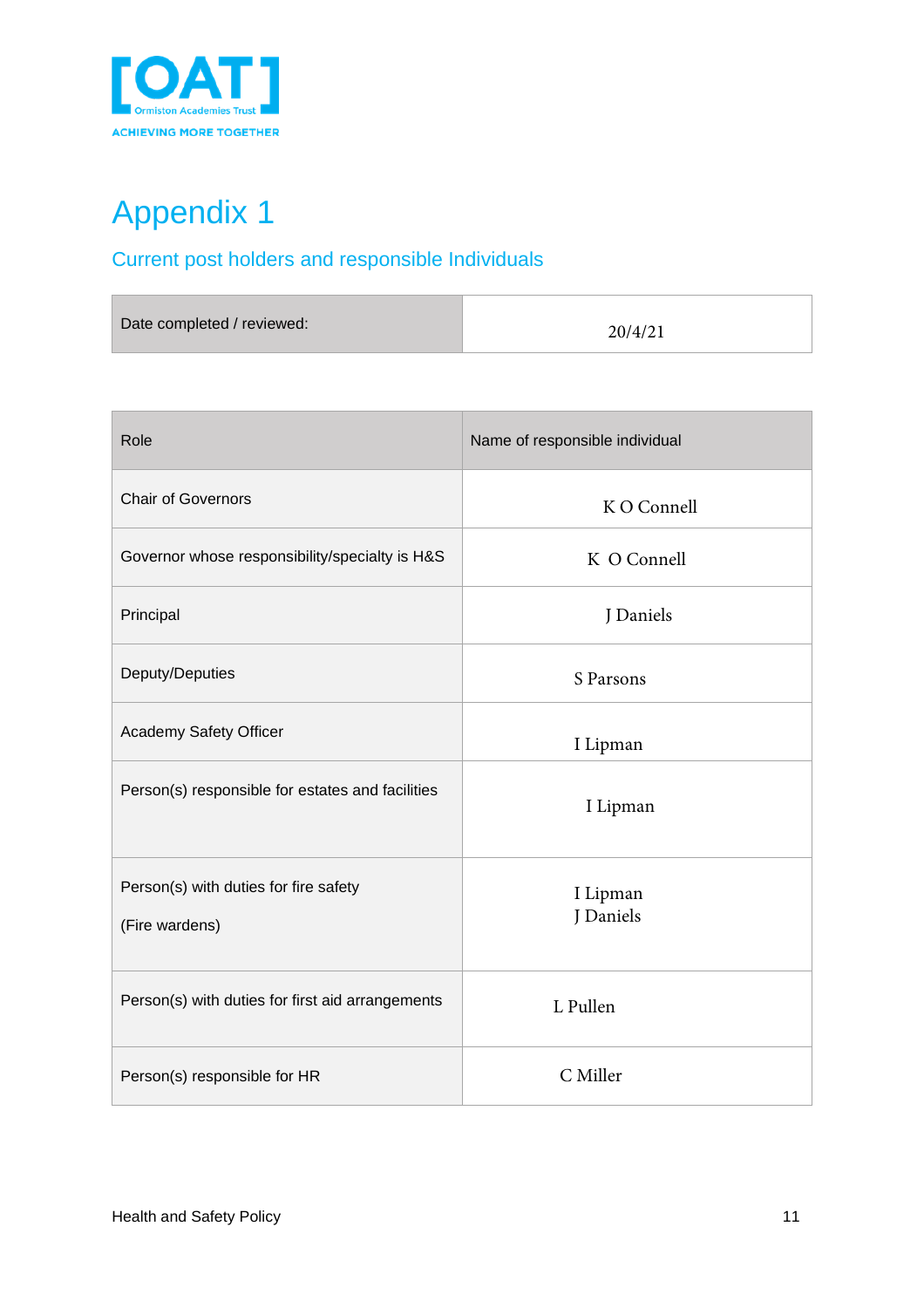# Appendix 1

## Current post holders and responsible Individuals

| Date completed / reviewed: | 20/4/21 |
|---|---|

| Role | Name of responsible individual |
|---|---|
| Chair of Governors | K O Connell |
| Governor whose responsibility/specialty is H&S | K O Connell |
| Principal | J Daniels |
| Deputy/Deputies | S Parsons |
| Academy Safety Officer | I Lipman |
| Person(s) responsible for estates and facilities | I Lipman |
| Person(s) with duties for fire safety<br><br>(Fire wardens) | I Lipman<br>J Daniels |
| Person(s) with duties for first aid arrangements | L Pullen |
| Person(s) responsible for HR | C Miller |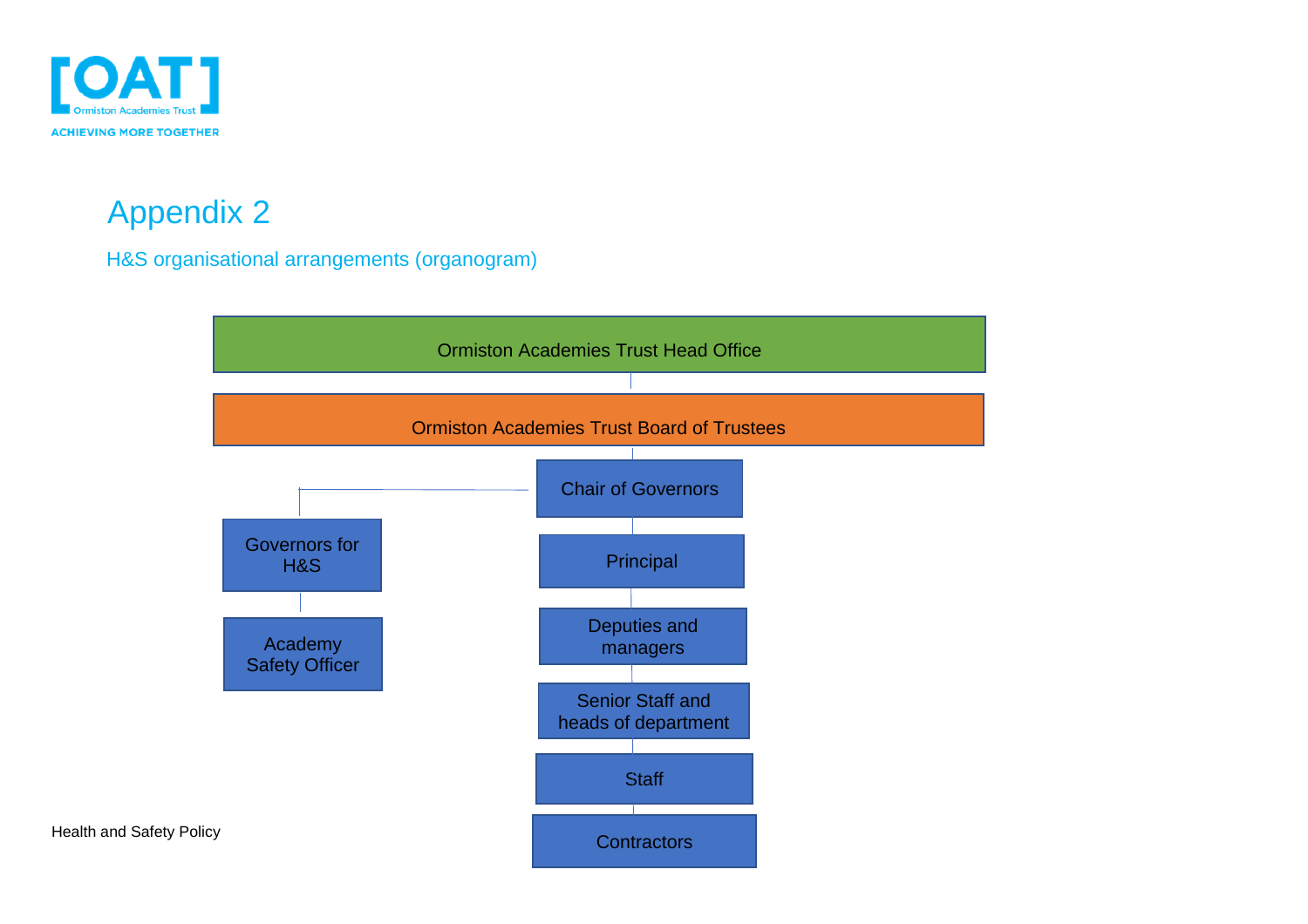# Appendix 2

## H&S organisational arrangements (organogram)

Ormiston Academies Trust Head Office

Ormiston Academies Trust Board of Trustees

Chair of Governors

Governors for H&S

Academy Safety Officer

Principal

Deputies and managers

Senior Staff and heads of department

Staff

Contractors